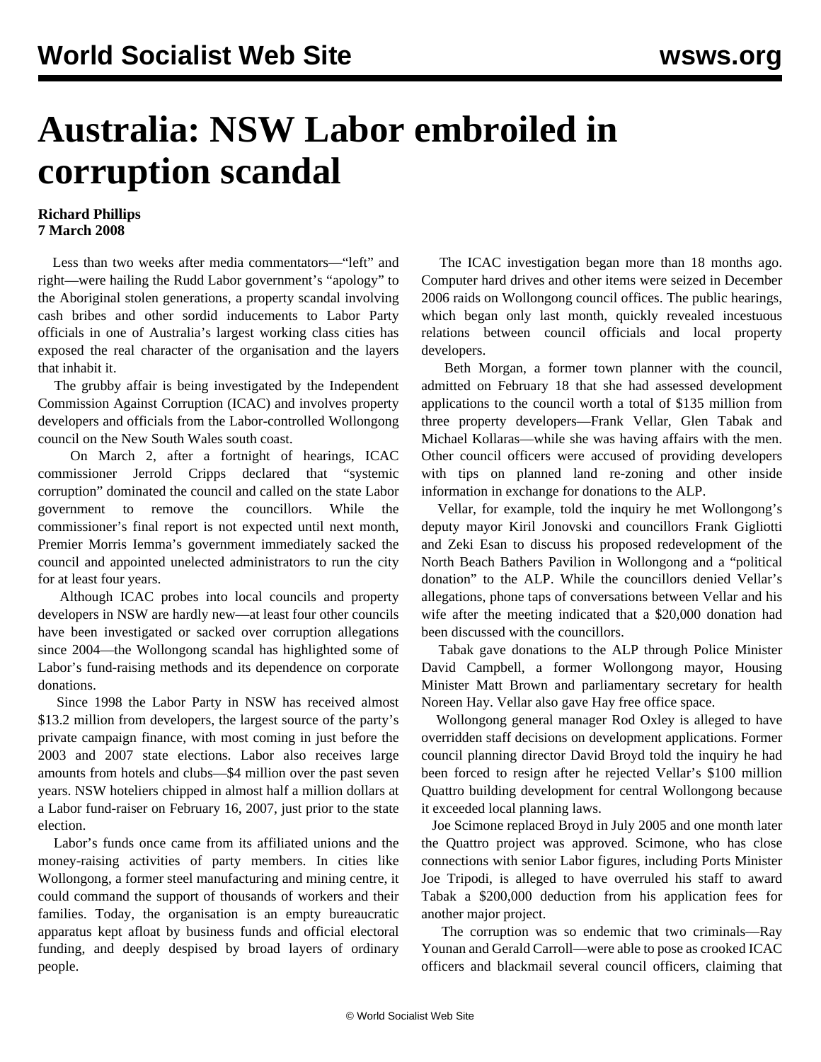# Australia: NSW Labor embroiled in corruption scandal

**Richard Phillips**
**7 March 2008**

Less than two weeks after media commentators—"left" and right—were hailing the Rudd Labor government's "apology" to the Aboriginal stolen generations, a property scandal involving cash bribes and other sordid inducements to Labor Party officials in one of Australia's largest working class cities has exposed the real character of the organisation and the layers that inhabit it.

The grubby affair is being investigated by the Independent Commission Against Corruption (ICAC) and involves property developers and officials from the Labor-controlled Wollongong council on the New South Wales south coast.

On March 2, after a fortnight of hearings, ICAC commissioner Jerrold Cripps declared that "systemic corruption" dominated the council and called on the state Labor government to remove the councillors. While the commissioner's final report is not expected until next month, Premier Morris Iemma's government immediately sacked the council and appointed unelected administrators to run the city for at least four years.

Although ICAC probes into local councils and property developers in NSW are hardly new—at least four other councils have been investigated or sacked over corruption allegations since 2004—the Wollongong scandal has highlighted some of Labor's fund-raising methods and its dependence on corporate donations.

Since 1998 the Labor Party in NSW has received almost $13.2 million from developers, the largest source of the party's private campaign finance, with most coming in just before the 2003 and 2007 state elections. Labor also receives large amounts from hotels and clubs—$4 million over the past seven years. NSW hoteliers chipped in almost half a million dollars at a Labor fund-raiser on February 16, 2007, just prior to the state election.

Labor's funds once came from its affiliated unions and the money-raising activities of party members. In cities like Wollongong, a former steel manufacturing and mining centre, it could command the support of thousands of workers and their families. Today, the organisation is an empty bureaucratic apparatus kept afloat by business funds and official electoral funding, and deeply despised by broad layers of ordinary people.

The ICAC investigation began more than 18 months ago. Computer hard drives and other items were seized in December 2006 raids on Wollongong council offices. The public hearings, which began only last month, quickly revealed incestuous relations between council officials and local property developers.

Beth Morgan, a former town planner with the council, admitted on February 18 that she had assessed development applications to the council worth a total of $135 million from three property developers—Frank Vellar, Glen Tabak and Michael Kollaras—while she was having affairs with the men. Other council officers were accused of providing developers with tips on planned land re-zoning and other inside information in exchange for donations to the ALP.

Vellar, for example, told the inquiry he met Wollongong's deputy mayor Kiril Jonovski and councillors Frank Gigliotti and Zeki Esan to discuss his proposed redevelopment of the North Beach Bathers Pavilion in Wollongong and a "political donation" to the ALP. While the councillors denied Vellar's allegations, phone taps of conversations between Vellar and his wife after the meeting indicated that a $20,000 donation had been discussed with the councillors.

Tabak gave donations to the ALP through Police Minister David Campbell, a former Wollongong mayor, Housing Minister Matt Brown and parliamentary secretary for health Noreen Hay. Vellar also gave Hay free office space.

Wollongong general manager Rod Oxley is alleged to have overridden staff decisions on development applications. Former council planning director David Broyd told the inquiry he had been forced to resign after he rejected Vellar's $100 million Quattro building development for central Wollongong because it exceeded local planning laws.

Joe Scimone replaced Broyd in July 2005 and one month later the Quattro project was approved. Scimone, who has close connections with senior Labor figures, including Ports Minister Joe Tripodi, is alleged to have overruled his staff to award Tabak a $200,000 deduction from his application fees for another major project.

The corruption was so endemic that two criminals—Ray Younan and Gerald Carroll—were able to pose as crooked ICAC officers and blackmail several council officers, claiming that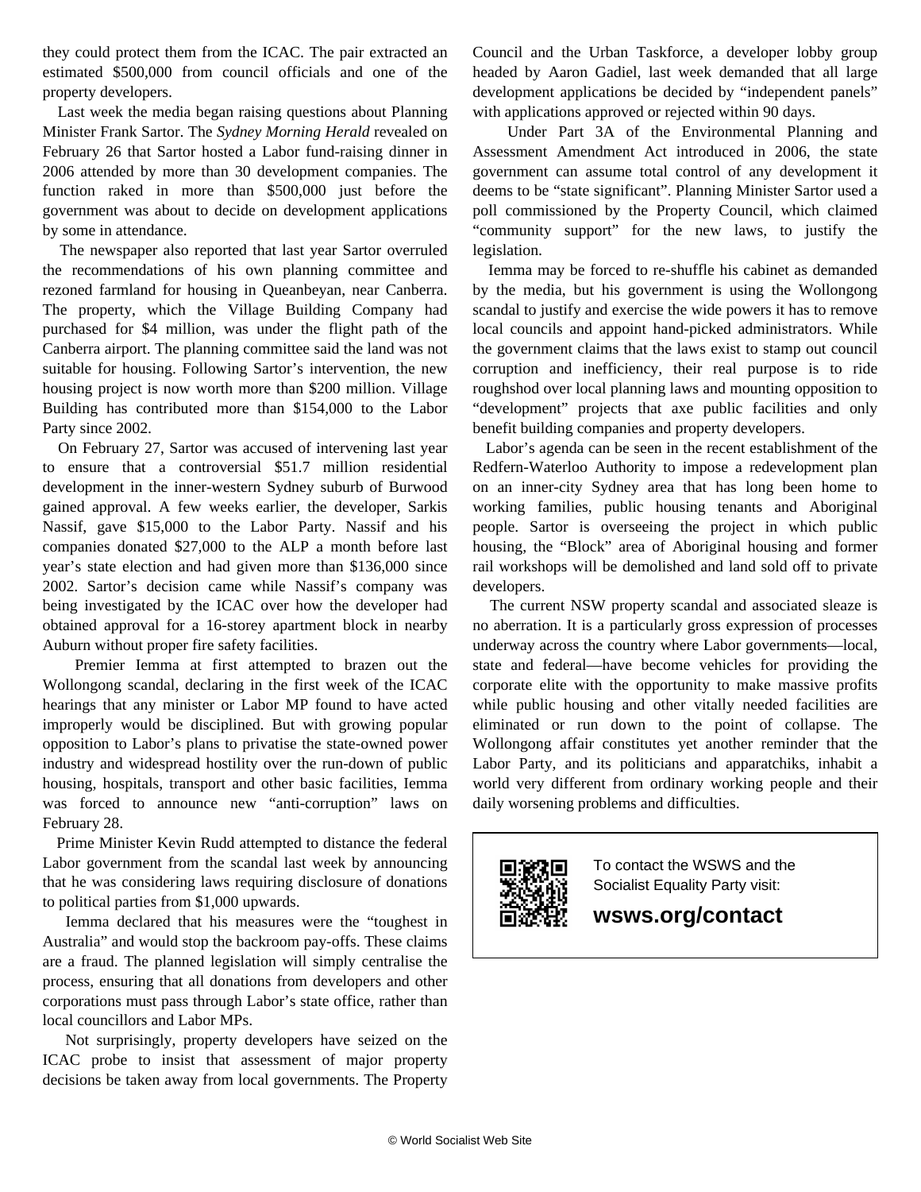they could protect them from the ICAC. The pair extracted an estimated $500,000 from council officials and one of the property developers.

Last week the media began raising questions about Planning Minister Frank Sartor. The *Sydney Morning Herald* revealed on February 26 that Sartor hosted a Labor fund-raising dinner in 2006 attended by more than 30 development companies. The function raked in more than $500,000 just before the government was about to decide on development applications by some in attendance.

The newspaper also reported that last year Sartor overruled the recommendations of his own planning committee and rezoned farmland for housing in Queanbeyan, near Canberra. The property, which the Village Building Company had purchased for $4 million, was under the flight path of the Canberra airport. The planning committee said the land was not suitable for housing. Following Sartor's intervention, the new housing project is now worth more than $200 million. Village Building has contributed more than $154,000 to the Labor Party since 2002.

On February 27, Sartor was accused of intervening last year to ensure that a controversial $51.7 million residential development in the inner-western Sydney suburb of Burwood gained approval. A few weeks earlier, the developer, Sarkis Nassif, gave $15,000 to the Labor Party. Nassif and his companies donated $27,000 to the ALP a month before last year's state election and had given more than $136,000 since 2002. Sartor's decision came while Nassif's company was being investigated by the ICAC over how the developer had obtained approval for a 16-storey apartment block in nearby Auburn without proper fire safety facilities.

Premier Iemma at first attempted to brazen out the Wollongong scandal, declaring in the first week of the ICAC hearings that any minister or Labor MP found to have acted improperly would be disciplined. But with growing popular opposition to Labor's plans to privatise the state-owned power industry and widespread hostility over the run-down of public housing, hospitals, transport and other basic facilities, Iemma was forced to announce new "anti-corruption" laws on February 28.

Prime Minister Kevin Rudd attempted to distance the federal Labor government from the scandal last week by announcing that he was considering laws requiring disclosure of donations to political parties from $1,000 upwards.

Iemma declared that his measures were the "toughest in Australia" and would stop the backroom pay-offs. These claims are a fraud. The planned legislation will simply centralise the process, ensuring that all donations from developers and other corporations must pass through Labor's state office, rather than local councillors and Labor MPs.

Not surprisingly, property developers have seized on the ICAC probe to insist that assessment of major property decisions be taken away from local governments. The Property Council and the Urban Taskforce, a developer lobby group headed by Aaron Gadiel, last week demanded that all large development applications be decided by "independent panels" with applications approved or rejected within 90 days.

Under Part 3A of the Environmental Planning and Assessment Amendment Act introduced in 2006, the state government can assume total control of any development it deems to be "state significant". Planning Minister Sartor used a poll commissioned by the Property Council, which claimed "community support" for the new laws, to justify the legislation.

Iemma may be forced to re-shuffle his cabinet as demanded by the media, but his government is using the Wollongong scandal to justify and exercise the wide powers it has to remove local councils and appoint hand-picked administrators. While the government claims that the laws exist to stamp out council corruption and inefficiency, their real purpose is to ride roughshod over local planning laws and mounting opposition to "development" projects that axe public facilities and only benefit building companies and property developers.

Labor's agenda can be seen in the recent establishment of the Redfern-Waterloo Authority to impose a redevelopment plan on an inner-city Sydney area that has long been home to working families, public housing tenants and Aboriginal people. Sartor is overseeing the project in which public housing, the "Block" area of Aboriginal housing and former rail workshops will be demolished and land sold off to private developers.

The current NSW property scandal and associated sleaze is no aberration. It is a particularly gross expression of processes underway across the country where Labor governments—local, state and federal—have become vehicles for providing the corporate elite with the opportunity to make massive profits while public housing and other vitally needed facilities are eliminated or run down to the point of collapse. The Wollongong affair constitutes yet another reminder that the Labor Party, and its politicians and apparatchiks, inhabit a world very different from ordinary working people and their daily worsening problems and difficulties.

To contact the WSWS and the Socialist Equality Party visit:

**wsws.org/contact**